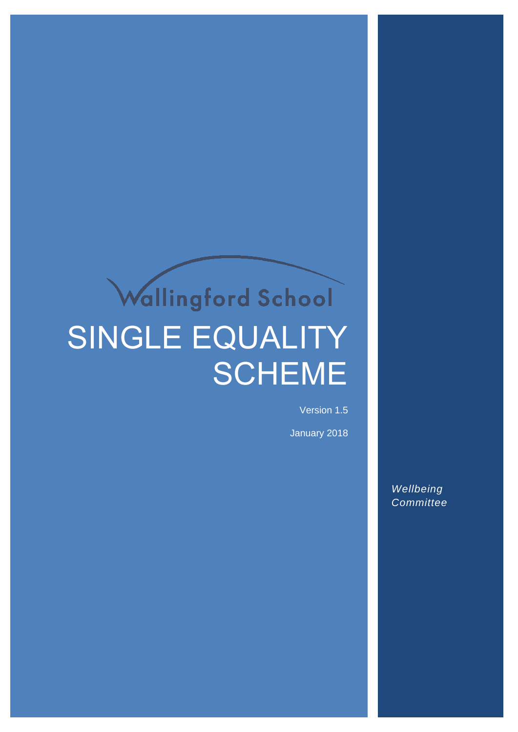Wallingford School

# SINGLE EQUALITY SCHEME

Version 1.5

January 2018

*Wellbeing Committee*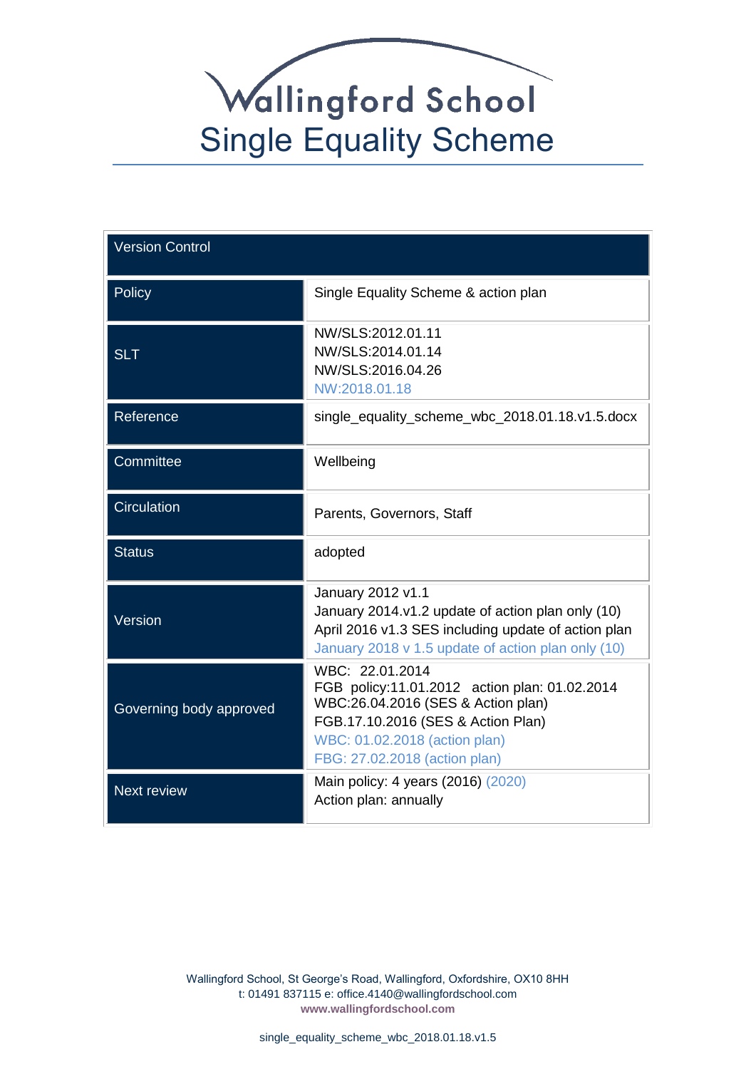# Wallingford School

## Single Equality Scheme

| Version Control | |
|---|---|
| Policy | Single Equality Scheme & action plan |
| SLT | NW/SLS:2012.01.11<br>NW/SLS:2014.01.14<br>NW/SLS:2016.04.26<br>NW:2018.01.18 |
| Reference | single_equality_scheme_wbc_2018.01.18.v1.5.docx |
| Committee | Wellbeing |
| Circulation | Parents, Governors, Staff |
| Status | adopted |
| Version | January 2012 v1.1<br>January 2014.v1.2 update of action plan only (10)<br>April 2016 v1.3 SES including update of action plan<br>January 2018 v 1.5 update of action plan only (10) |
| Governing body approved | WBC: 22.01.2014<br>FGB policy:11.01.2012 action plan: 01.02.2014<br>WBC:26.04.2016 (SES & Action plan)<br>FGB.17.10.2016 (SES & Action Plan)<br>WBC: 01.02.2018 (action plan)<br>FBG: 27.02.2018 (action plan) |
| Next review | Main policy: 4 years (2016) (2020)<br>Action plan: annually |

Wallingford School, St George's Road, Wallingford, Oxfordshire, OX10 8HH
t: 01491 837115 e: office.4140@wallingfordschool.com
**www.wallingfordschool.com**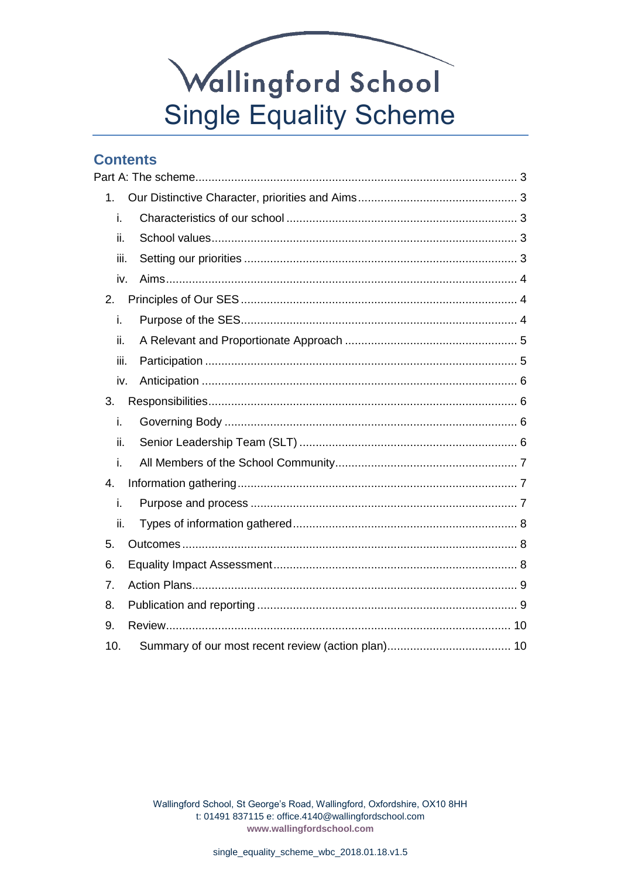# Wallingford School
# Single Equality Scheme

## Contents

Part A: The scheme ........ 3

1. Our Distinctive Character, priorities and Aims ........ 3
   - i. Characteristics of our school ........ 3
   - ii. School values ........ 3
   - iii. Setting our priorities ........ 3
   - iv. Aims ........ 4
2. Principles of Our SES ........ 4
   - i. Purpose of the SES ........ 4
   - ii. A Relevant and Proportionate Approach ........ 5
   - iii. Participation ........ 5
   - iv. Anticipation ........ 6
3. Responsibilities ........ 6
   - i. Governing Body ........ 6
   - ii. Senior Leadership Team (SLT) ........ 6
   - i. All Members of the School Community ........ 7
4. Information gathering ........ 7
   - i. Purpose and process ........ 7
   - ii. Types of information gathered ........ 8
5. Outcomes ........ 8
6. Equality Impact Assessment ........ 8
7. Action Plans ........ 9
8. Publication and reporting ........ 9
9. Review ........ 10
10. Summary of our most recent review (action plan) ........ 10

Wallingford School, St George's Road, Wallingford, Oxfordshire, OX10 8HH
t: 01491 837115 e: office.4140@wallingfordschool.com
**www.wallingfordschool.com**

single_equality_scheme_wbc_2018.01.18.v1.5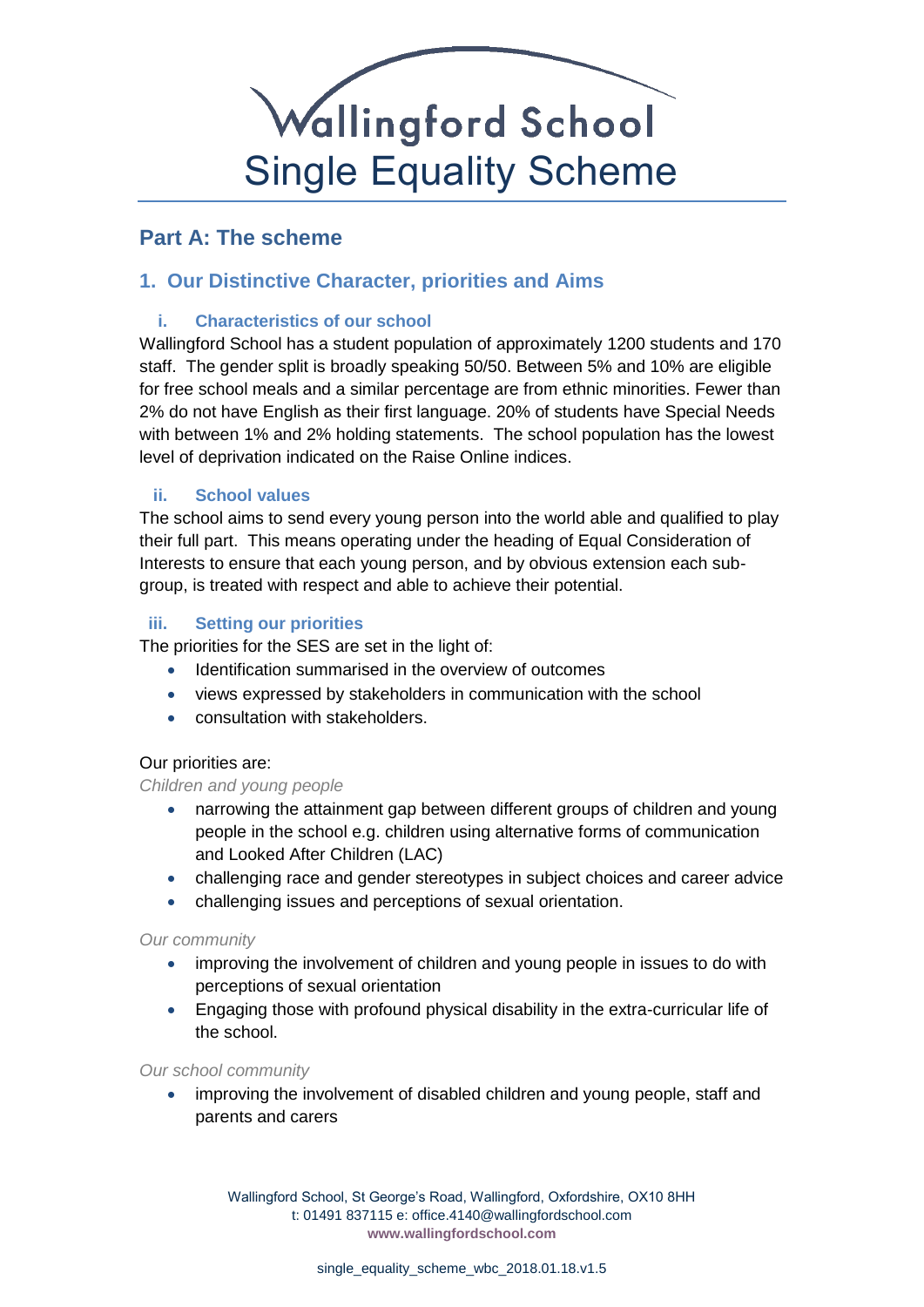# Wallingford School
# Single Equality Scheme

## Part A: The scheme

### 1. Our Distinctive Character, priorities and Aims

#### i. Characteristics of our school

Wallingford School has a student population of approximately 1200 students and 170 staff. The gender split is broadly speaking 50/50. Between 5% and 10% are eligible for free school meals and a similar percentage are from ethnic minorities. Fewer than 2% do not have English as their first language. 20% of students have Special Needs with between 1% and 2% holding statements. The school population has the lowest level of deprivation indicated on the Raise Online indices.

#### ii. School values

The school aims to send every young person into the world able and qualified to play their full part. This means operating under the heading of Equal Consideration of Interests to ensure that each young person, and by obvious extension each sub-group, is treated with respect and able to achieve their potential.

#### iii. Setting our priorities

The priorities for the SES are set in the light of:

- Identification summarised in the overview of outcomes
- views expressed by stakeholders in communication with the school
- consultation with stakeholders.

Our priorities are:

*Children and young people*

- narrowing the attainment gap between different groups of children and young people in the school e.g. children using alternative forms of communication and Looked After Children (LAC)
- challenging race and gender stereotypes in subject choices and career advice
- challenging issues and perceptions of sexual orientation.

*Our community*

- improving the involvement of children and young people in issues to do with perceptions of sexual orientation
- Engaging those with profound physical disability in the extra-curricular life of the school.

*Our school community*

- improving the involvement of disabled children and young people, staff and parents and carers

Wallingford School, St George's Road, Wallingford, Oxfordshire, OX10 8HH
t: 01491 837115 e: office.4140@wallingfordschool.com
**www.wallingfordschool.com**

single_equality_scheme_wbc_2018.01.18.v1.5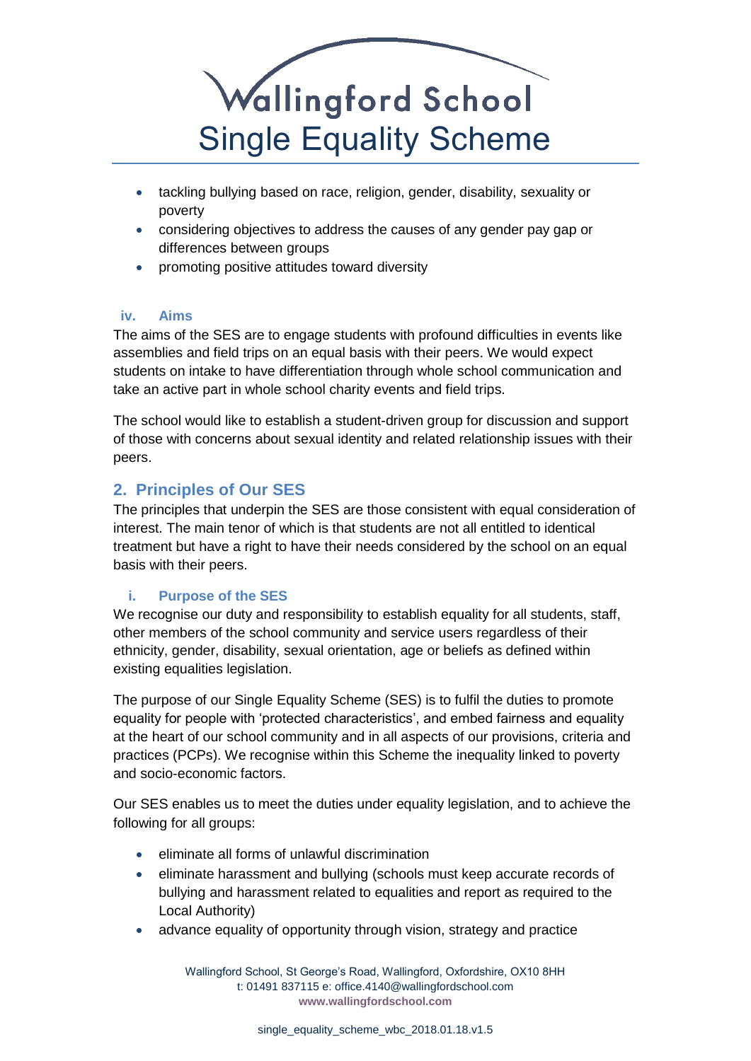- tackling bullying based on race, religion, gender, disability, sexuality or poverty
- considering objectives to address the causes of any gender pay gap or differences between groups
- promoting positive attitudes toward diversity

### iv. Aims

The aims of the SES are to engage students with profound difficulties in events like assemblies and field trips on an equal basis with their peers. We would expect students on intake to have differentiation through whole school communication and take an active part in whole school charity events and field trips.

The school would like to establish a student-driven group for discussion and support of those with concerns about sexual identity and related relationship issues with their peers.

## 2. Principles of Our SES

The principles that underpin the SES are those consistent with equal consideration of interest. The main tenor of which is that students are not all entitled to identical treatment but have a right to have their needs considered by the school on an equal basis with their peers.

### i. Purpose of the SES

We recognise our duty and responsibility to establish equality for all students, staff, other members of the school community and service users regardless of their ethnicity, gender, disability, sexual orientation, age or beliefs as defined within existing equalities legislation.

The purpose of our Single Equality Scheme (SES) is to fulfil the duties to promote equality for people with 'protected characteristics', and embed fairness and equality at the heart of our school community and in all aspects of our provisions, criteria and practices (PCPs). We recognise within this Scheme the inequality linked to poverty and socio-economic factors.

Our SES enables us to meet the duties under equality legislation, and to achieve the following for all groups:

- eliminate all forms of unlawful discrimination
- eliminate harassment and bullying (schools must keep accurate records of bullying and harassment related to equalities and report as required to the Local Authority)
- advance equality of opportunity through vision, strategy and practice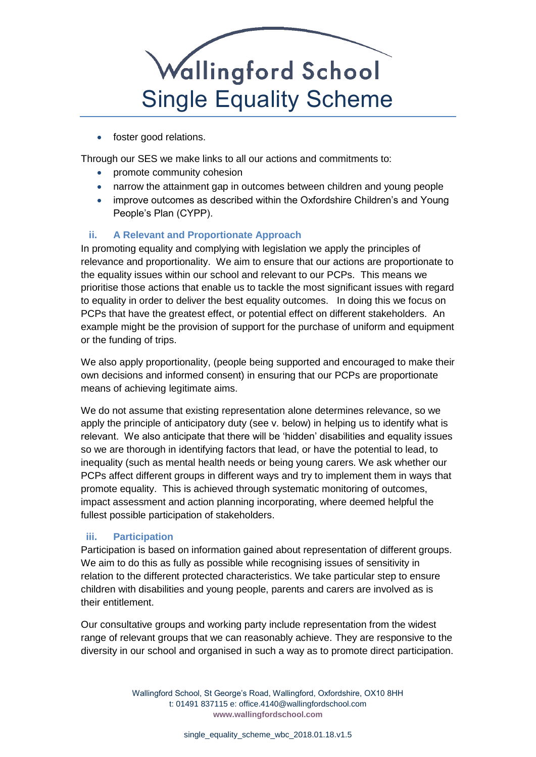- foster good relations.

Through our SES we make links to all our actions and commitments to:

- promote community cohesion
- narrow the attainment gap in outcomes between children and young people
- improve outcomes as described within the Oxfordshire Children's and Young People's Plan (CYPP).

### ii. A Relevant and Proportionate Approach

In promoting equality and complying with legislation we apply the principles of relevance and proportionality. We aim to ensure that our actions are proportionate to the equality issues within our school and relevant to our PCPs. This means we prioritise those actions that enable us to tackle the most significant issues with regard to equality in order to deliver the best equality outcomes. In doing this we focus on PCPs that have the greatest effect, or potential effect on different stakeholders. An example might be the provision of support for the purchase of uniform and equipment or the funding of trips.

We also apply proportionality, (people being supported and encouraged to make their own decisions and informed consent) in ensuring that our PCPs are proportionate means of achieving legitimate aims.

We do not assume that existing representation alone determines relevance, so we apply the principle of anticipatory duty (see v. below) in helping us to identify what is relevant. We also anticipate that there will be 'hidden' disabilities and equality issues so we are thorough in identifying factors that lead, or have the potential to lead, to inequality (such as mental health needs or being young carers. We ask whether our PCPs affect different groups in different ways and try to implement them in ways that promote equality. This is achieved through systematic monitoring of outcomes, impact assessment and action planning incorporating, where deemed helpful the fullest possible participation of stakeholders.

### iii. Participation

Participation is based on information gained about representation of different groups. We aim to do this as fully as possible while recognising issues of sensitivity in relation to the different protected characteristics. We take particular step to ensure children with disabilities and young people, parents and carers are involved as is their entitlement.

Our consultative groups and working party include representation from the widest range of relevant groups that we can reasonably achieve. They are responsive to the diversity in our school and organised in such a way as to promote direct participation.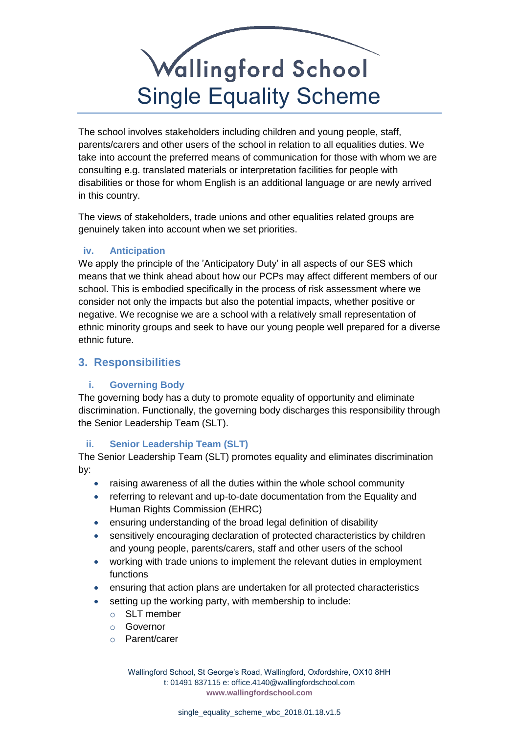The school involves stakeholders including children and young people, staff, parents/carers and other users of the school in relation to all equalities duties. We take into account the preferred means of communication for those with whom we are consulting e.g. translated materials or interpretation facilities for people with disabilities or those for whom English is an additional language or are newly arrived in this country.

The views of stakeholders, trade unions and other equalities related groups are genuinely taken into account when we set priorities.

### iv. Anticipation

We apply the principle of the 'Anticipatory Duty' in all aspects of our SES which means that we think ahead about how our PCPs may affect different members of our school. This is embodied specifically in the process of risk assessment where we consider not only the impacts but also the potential impacts, whether positive or negative. We recognise we are a school with a relatively small representation of ethnic minority groups and seek to have our young people well prepared for a diverse ethnic future.

## 3. Responsibilities

### i. Governing Body

The governing body has a duty to promote equality of opportunity and eliminate discrimination. Functionally, the governing body discharges this responsibility through the Senior Leadership Team (SLT).

### ii. Senior Leadership Team (SLT)

The Senior Leadership Team (SLT) promotes equality and eliminates discrimination by:

- raising awareness of all the duties within the whole school community
- referring to relevant and up-to-date documentation from the Equality and Human Rights Commission (EHRC)
- ensuring understanding of the broad legal definition of disability
- sensitively encouraging declaration of protected characteristics by children and young people, parents/carers, staff and other users of the school
- working with trade unions to implement the relevant duties in employment functions
- ensuring that action plans are undertaken for all protected characteristics
- setting up the working party, with membership to include:
  - SLT member
  - Governor
  - Parent/carer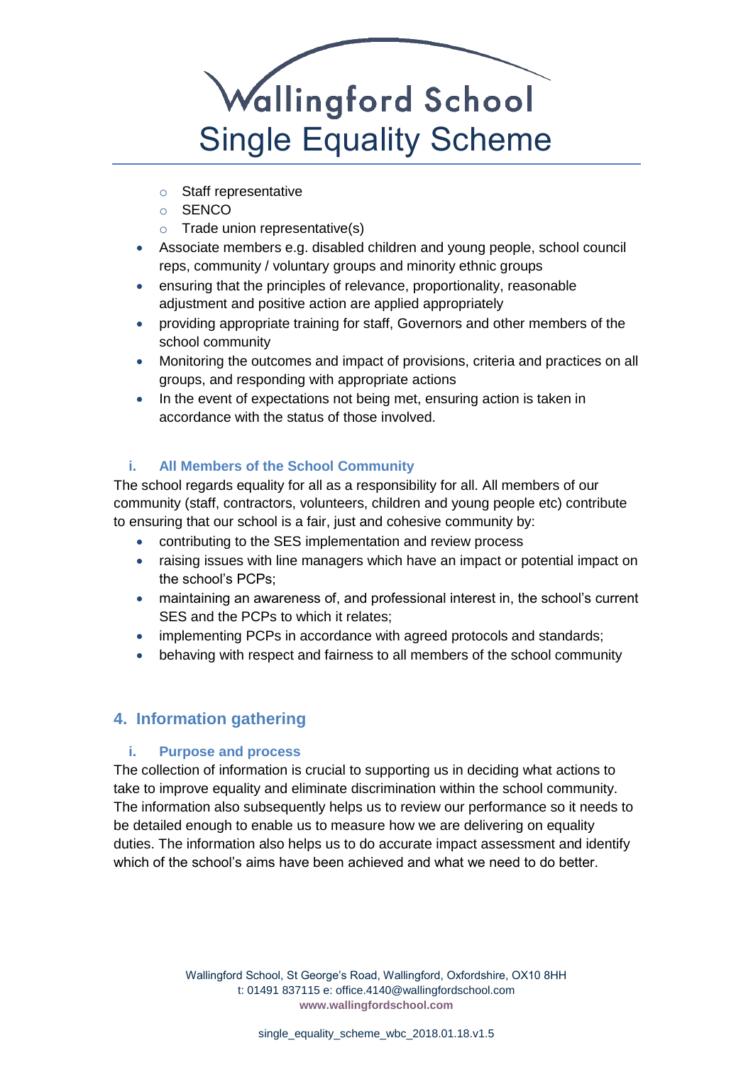- Staff representative
  - SENCO
  - Trade union representative(s)
- Associate members e.g. disabled children and young people, school council reps, community / voluntary groups and minority ethnic groups
- ensuring that the principles of relevance, proportionality, reasonable adjustment and positive action are applied appropriately
- providing appropriate training for staff, Governors and other members of the school community
- Monitoring the outcomes and impact of provisions, criteria and practices on all groups, and responding with appropriate actions
- In the event of expectations not being met, ensuring action is taken in accordance with the status of those involved.

### i. All Members of the School Community

The school regards equality for all as a responsibility for all. All members of our community (staff, contractors, volunteers, children and young people etc) contribute to ensuring that our school is a fair, just and cohesive community by:

- contributing to the SES implementation and review process
- raising issues with line managers which have an impact or potential impact on the school's PCPs;
- maintaining an awareness of, and professional interest in, the school's current SES and the PCPs to which it relates;
- implementing PCPs in accordance with agreed protocols and standards;
- behaving with respect and fairness to all members of the school community

## 4. Information gathering

### i. Purpose and process

The collection of information is crucial to supporting us in deciding what actions to take to improve equality and eliminate discrimination within the school community. The information also subsequently helps us to review our performance so it needs to be detailed enough to enable us to measure how we are delivering on equality duties. The information also helps us to do accurate impact assessment and identify which of the school's aims have been achieved and what we need to do better.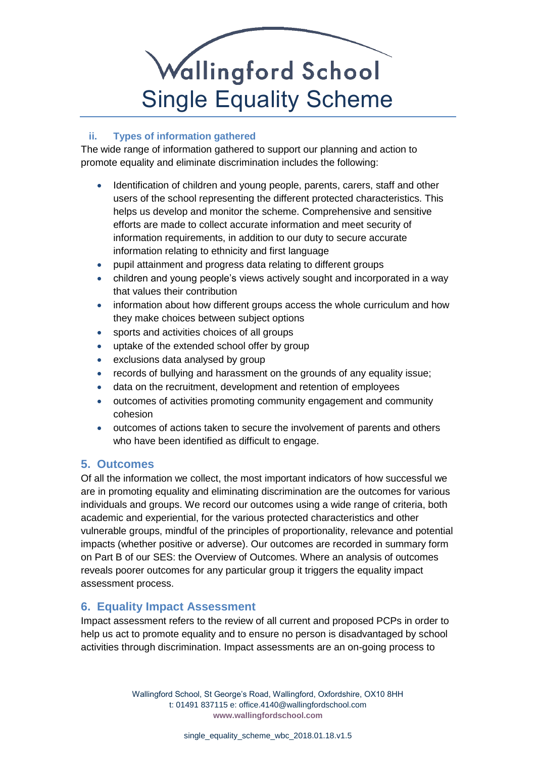### ii. Types of information gathered

The wide range of information gathered to support our planning and action to promote equality and eliminate discrimination includes the following:

- Identification of children and young people, parents, carers, staff and other users of the school representing the different protected characteristics. This helps us develop and monitor the scheme. Comprehensive and sensitive efforts are made to collect accurate information and meet security of information requirements, in addition to our duty to secure accurate information relating to ethnicity and first language
- pupil attainment and progress data relating to different groups
- children and young people's views actively sought and incorporated in a way that values their contribution
- information about how different groups access the whole curriculum and how they make choices between subject options
- sports and activities choices of all groups
- uptake of the extended school offer by group
- exclusions data analysed by group
- records of bullying and harassment on the grounds of any equality issue;
- data on the recruitment, development and retention of employees
- outcomes of activities promoting community engagement and community cohesion
- outcomes of actions taken to secure the involvement of parents and others who have been identified as difficult to engage.

## 5. Outcomes

Of all the information we collect, the most important indicators of how successful we are in promoting equality and eliminating discrimination are the outcomes for various individuals and groups. We record our outcomes using a wide range of criteria, both academic and experiential, for the various protected characteristics and other vulnerable groups, mindful of the principles of proportionality, relevance and potential impacts (whether positive or adverse). Our outcomes are recorded in summary form on Part B of our SES: the Overview of Outcomes. Where an analysis of outcomes reveals poorer outcomes for any particular group it triggers the equality impact assessment process.

## 6. Equality Impact Assessment

Impact assessment refers to the review of all current and proposed PCPs in order to help us act to promote equality and to ensure no person is disadvantaged by school activities through discrimination. Impact assessments are an on-going process to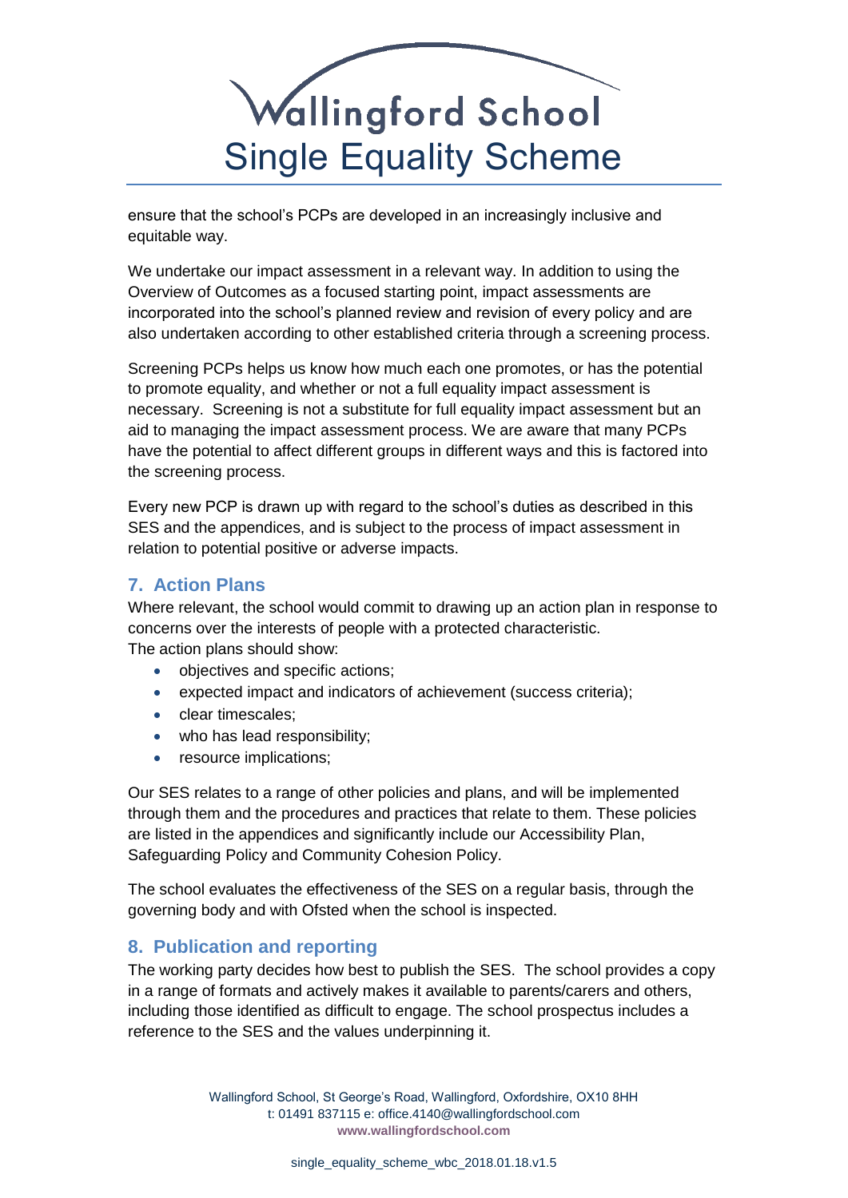ensure that the school's PCPs are developed in an increasingly inclusive and equitable way.

We undertake our impact assessment in a relevant way. In addition to using the Overview of Outcomes as a focused starting point, impact assessments are incorporated into the school's planned review and revision of every policy and are also undertaken according to other established criteria through a screening process.

Screening PCPs helps us know how much each one promotes, or has the potential to promote equality, and whether or not a full equality impact assessment is necessary. Screening is not a substitute for full equality impact assessment but an aid to managing the impact assessment process. We are aware that many PCPs have the potential to affect different groups in different ways and this is factored into the screening process.

Every new PCP is drawn up with regard to the school's duties as described in this SES and the appendices, and is subject to the process of impact assessment in relation to potential positive or adverse impacts.

## 7. Action Plans

Where relevant, the school would commit to drawing up an action plan in response to concerns over the interests of people with a protected characteristic.
The action plans should show:

- objectives and specific actions;
- expected impact and indicators of achievement (success criteria);
- clear timescales;
- who has lead responsibility;
- resource implications;

Our SES relates to a range of other policies and plans, and will be implemented through them and the procedures and practices that relate to them. These policies are listed in the appendices and significantly include our Accessibility Plan, Safeguarding Policy and Community Cohesion Policy.

The school evaluates the effectiveness of the SES on a regular basis, through the governing body and with Ofsted when the school is inspected.

## 8. Publication and reporting

The working party decides how best to publish the SES. The school provides a copy in a range of formats and actively makes it available to parents/carers and others, including those identified as difficult to engage. The school prospectus includes a reference to the SES and the values underpinning it.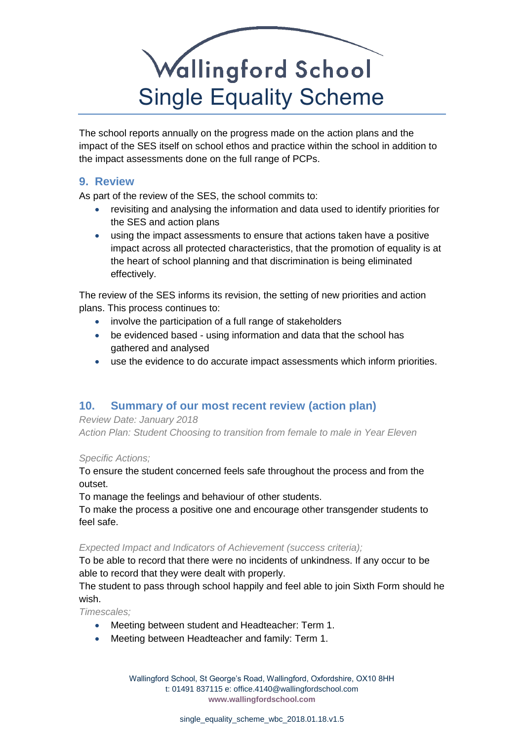The school reports annually on the progress made on the action plans and the impact of the SES itself on school ethos and practice within the school in addition to the impact assessments done on the full range of PCPs.

## 9. Review

As part of the review of the SES, the school commits to:

- revisiting and analysing the information and data used to identify priorities for the SES and action plans
- using the impact assessments to ensure that actions taken have a positive impact across all protected characteristics, that the promotion of equality is at the heart of school planning and that discrimination is being eliminated effectively.

The review of the SES informs its revision, the setting of new priorities and action plans. This process continues to:

- involve the participation of a full range of stakeholders
- be evidenced based - using information and data that the school has gathered and analysed
- use the evidence to do accurate impact assessments which inform priorities.

## 10. Summary of our most recent review (action plan)

*Review Date: January 2018*
*Action Plan: Student Choosing to transition from female to male in Year Eleven*

*Specific Actions;*

To ensure the student concerned feels safe throughout the process and from the outset.
To manage the feelings and behaviour of other students.
To make the process a positive one and encourage other transgender students to feel safe.

*Expected Impact and Indicators of Achievement (success criteria);*

To be able to record that there were no incidents of unkindness. If any occur to be able to record that they were dealt with properly.
The student to pass through school happily and feel able to join Sixth Form should he wish.

*Timescales;*

- Meeting between student and Headteacher: Term 1.
- Meeting between Headteacher and family: Term 1.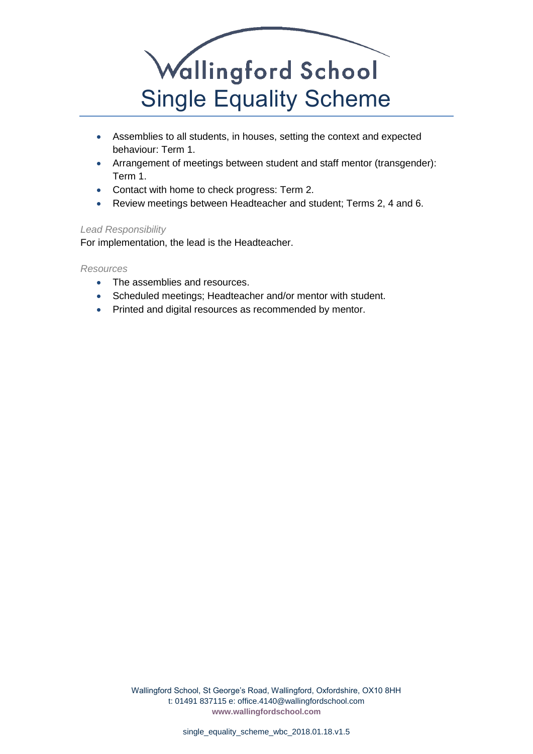- Assemblies to all students, in houses, setting the context and expected behaviour: Term 1.
- Arrangement of meetings between student and staff mentor (transgender): Term 1.
- Contact with home to check progress: Term 2.
- Review meetings between Headteacher and student; Terms 2, 4 and 6.

*Lead Responsibility*

For implementation, the lead is the Headteacher.

*Resources*

- The assemblies and resources.
- Scheduled meetings; Headteacher and/or mentor with student.
- Printed and digital resources as recommended by mentor.